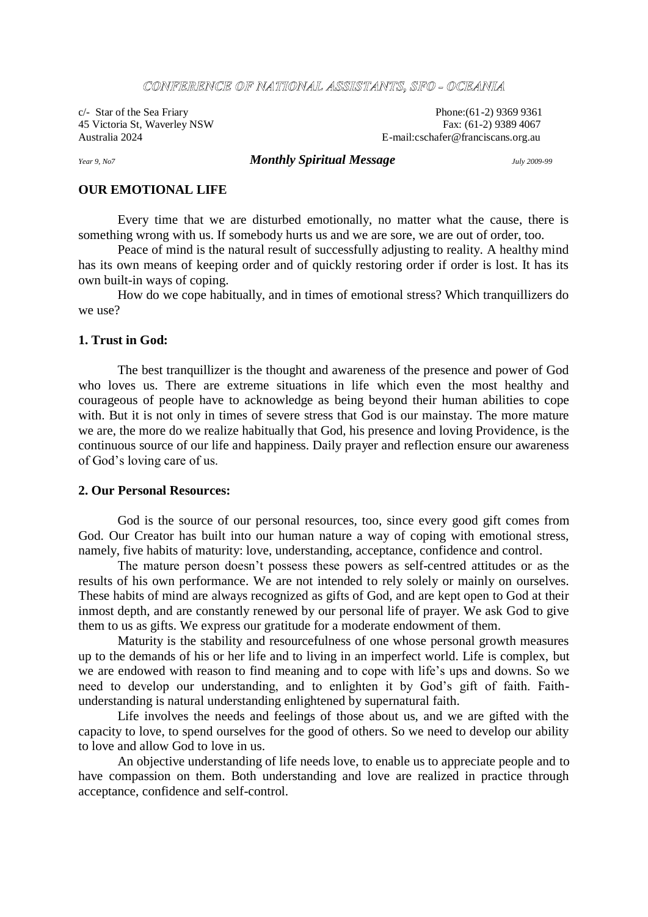CONFERENCE OF NATIONAL ASSISTANTS, SFO - OCEANIA

c/- Star of the Sea Friary
45 Victoria St, Waverley NSW
Australia 2024

Phone:(61-2) 9369 9361
Fax: (61-2) 9389 4067
E-mail:cschafer@franciscans.org.au

*Year 9, No7* ***Monthly Spiritual Message*** *July 2009-99*

## OUR EMOTIONAL LIFE

Every time that we are disturbed emotionally, no matter what the cause, there is something wrong with us. If somebody hurts us and we are sore, we are out of order, too.

Peace of mind is the natural result of successfully adjusting to reality. A healthy mind has its own means of keeping order and of quickly restoring order if order is lost. It has its own built-in ways of coping.

How do we cope habitually, and in times of emotional stress? Which tranquillizers do we use?

### 1. Trust in God:

The best tranquillizer is the thought and awareness of the presence and power of God who loves us. There are extreme situations in life which even the most healthy and courageous of people have to acknowledge as being beyond their human abilities to cope with. But it is not only in times of severe stress that God is our mainstay. The more mature we are, the more do we realize habitually that God, his presence and loving Providence, is the continuous source of our life and happiness. Daily prayer and reflection ensure our awareness of God's loving care of us.

### 2. Our Personal Resources:

God is the source of our personal resources, too, since every good gift comes from God. Our Creator has built into our human nature a way of coping with emotional stress, namely, five habits of maturity: love, understanding, acceptance, confidence and control.

The mature person doesn't possess these powers as self-centred attitudes or as the results of his own performance. We are not intended to rely solely or mainly on ourselves. These habits of mind are always recognized as gifts of God, and are kept open to God at their inmost depth, and are constantly renewed by our personal life of prayer. We ask God to give them to us as gifts. We express our gratitude for a moderate endowment of them.

Maturity is the stability and resourcefulness of one whose personal growth measures up to the demands of his or her life and to living in an imperfect world. Life is complex, but we are endowed with reason to find meaning and to cope with life's ups and downs. So we need to develop our understanding, and to enlighten it by God's gift of faith. Faith-understanding is natural understanding enlightened by supernatural faith.

Life involves the needs and feelings of those about us, and we are gifted with the capacity to love, to spend ourselves for the good of others. So we need to develop our ability to love and allow God to love in us.

An objective understanding of life needs love, to enable us to appreciate people and to have compassion on them. Both understanding and love are realized in practice through acceptance, confidence and self-control.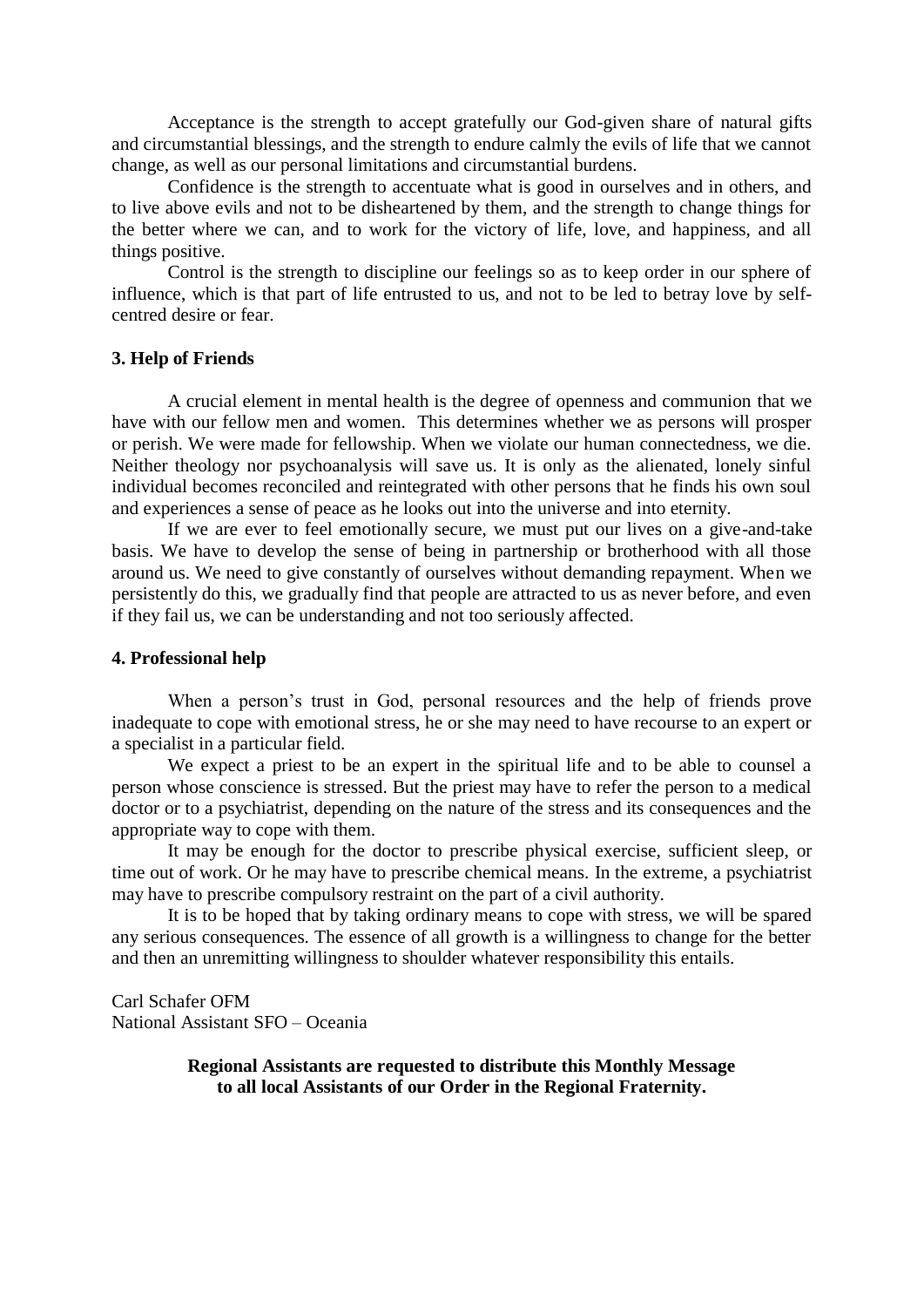Acceptance is the strength to accept gratefully our God-given share of natural gifts and circumstantial blessings, and the strength to endure calmly the evils of life that we cannot change, as well as our personal limitations and circumstantial burdens.

Confidence is the strength to accentuate what is good in ourselves and in others, and to live above evils and not to be disheartened by them, and the strength to change things for the better where we can, and to work for the victory of life, love, and happiness, and all things positive.

Control is the strength to discipline our feelings so as to keep order in our sphere of influence, which is that part of life entrusted to us, and not to be led to betray love by self-centred desire or fear.

### 3. Help of Friends

A crucial element in mental health is the degree of openness and communion that we have with our fellow men and women. This determines whether we as persons will prosper or perish. We were made for fellowship. When we violate our human connectedness, we die. Neither theology nor psychoanalysis will save us. It is only as the alienated, lonely sinful individual becomes reconciled and reintegrated with other persons that he finds his own soul and experiences a sense of peace as he looks out into the universe and into eternity.

If we are ever to feel emotionally secure, we must put our lives on a give-and-take basis. We have to develop the sense of being in partnership or brotherhood with all those around us. We need to give constantly of ourselves without demanding repayment. When we persistently do this, we gradually find that people are attracted to us as never before, and even if they fail us, we can be understanding and not too seriously affected.

### 4. Professional help

When a person's trust in God, personal resources and the help of friends prove inadequate to cope with emotional stress, he or she may need to have recourse to an expert or a specialist in a particular field.

We expect a priest to be an expert in the spiritual life and to be able to counsel a person whose conscience is stressed. But the priest may have to refer the person to a medical doctor or to a psychiatrist, depending on the nature of the stress and its consequences and the appropriate way to cope with them.

It may be enough for the doctor to prescribe physical exercise, sufficient sleep, or time out of work. Or he may have to prescribe chemical means. In the extreme, a psychiatrist may have to prescribe compulsory restraint on the part of a civil authority.

It is to be hoped that by taking ordinary means to cope with stress, we will be spared any serious consequences. The essence of all growth is a willingness to change for the better and then an unremitting willingness to shoulder whatever responsibility this entails.

Carl Schafer OFM
National Assistant SFO – Oceania

**Regional Assistants are requested to distribute this Monthly Message to all local Assistants of our Order in the Regional Fraternity.**